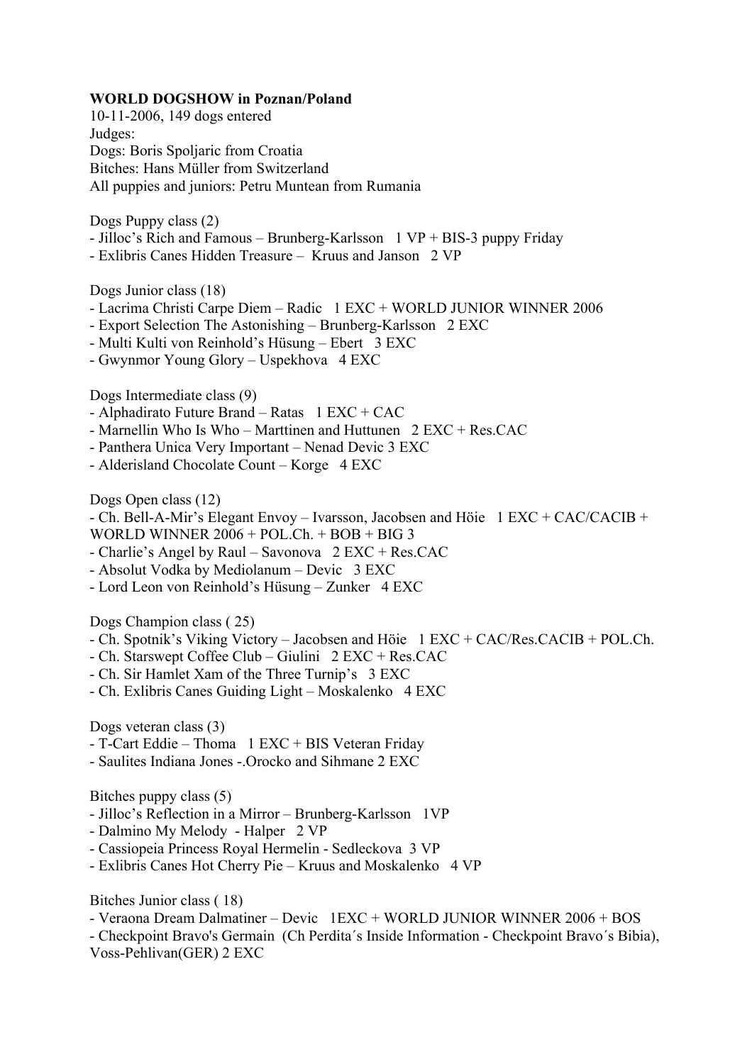**WORLD DOGSHOW in Poznan/Poland**

10-11-2006, 149 dogs entered

Judges:

Dogs: Boris Spoljaric from Croatia

Bitches: Hans Müller from Switzerland

All puppies and juniors: Petru Muntean from Rumania

Dogs Puppy class (2)

- Jilloc's Rich and Famous – Brunberg-Karlsson 1 VP + BIS-3 puppy Friday
- Exlibris Canes Hidden Treasure – Kruus and Janson 2 VP

Dogs Junior class (18)

- Lacrima Christi Carpe Diem – Radic 1 EXC + WORLD JUNIOR WINNER 2006
- Export Selection The Astonishing – Brunberg-Karlsson 2 EXC
- Multi Kulti von Reinhold's Hüsung – Ebert 3 EXC
- Gwynmor Young Glory – Uspekhova 4 EXC

Dogs Intermediate class (9)

- Alphadirato Future Brand – Ratas 1 EXC + CAC
- Marnellin Who Is Who – Marttinen and Huttunen 2 EXC + Res.CAC
- Panthera Unica Very Important – Nenad Devic 3 EXC
- Alderisland Chocolate Count – Korge 4 EXC

Dogs Open class (12)

- Ch. Bell-A-Mir's Elegant Envoy – Ivarsson, Jacobsen and Höie 1 EXC + CAC/CACIB + WORLD WINNER 2006 + POL.Ch. + BOB + BIG 3
- Charlie's Angel by Raul – Savonova 2 EXC + Res.CAC
- Absolut Vodka by Mediolanum – Devic 3 EXC
- Lord Leon von Reinhold's Hüsung – Zunker 4 EXC

Dogs Champion class ( 25)

- Ch. Spotnik's Viking Victory – Jacobsen and Höie 1 EXC + CAC/Res.CACIB + POL.Ch.
- Ch. Starswept Coffee Club – Giulini 2 EXC + Res.CAC
- Ch. Sir Hamlet Xam of the Three Turnip's 3 EXC
- Ch. Exlibris Canes Guiding Light – Moskalenko 4 EXC

Dogs veteran class (3)

- T-Cart Eddie – Thoma 1 EXC + BIS Veteran Friday
- Saulites Indiana Jones -.Orocko and Sihmane 2 EXC

Bitches puppy class (5)

- Jilloc's Reflection in a Mirror – Brunberg-Karlsson 1VP
- Dalmino My Melody - Halper 2 VP
- Cassiopeia Princess Royal Hermelin - Sedleckova 3 VP
- Exlibris Canes Hot Cherry Pie – Kruus and Moskalenko 4 VP

Bitches Junior class ( 18)

- Veraona Dream Dalmatiner – Devic 1EXC + WORLD JUNIOR WINNER 2006 + BOS
- Checkpoint Bravo's Germain (Ch Perdita´s Inside Information - Checkpoint Bravo´s Bibia), Voss-Pehlivan(GER) 2 EXC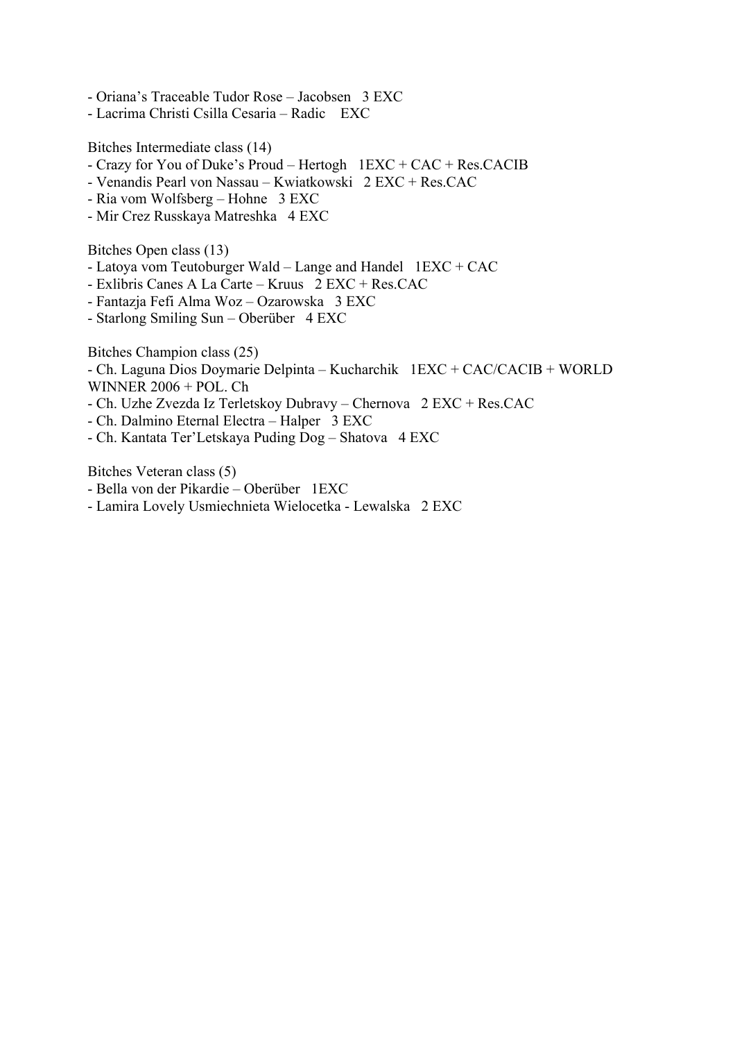- Oriana's Traceable Tudor Rose – Jacobsen   3 EXC
- Lacrima Christi Csilla Cesaria – Radic    EXC

Bitches Intermediate class (14)
- Crazy for You of Duke's Proud – Hertogh   1EXC + CAC + Res.CACIB
- Venandis Pearl von Nassau – Kwiatkowski   2 EXC + Res.CAC
- Ria vom Wolfsberg – Hohne   3 EXC
- Mir Crez Russkaya Matreshka   4 EXC

Bitches Open class (13)
- Latoya vom Teutoburger Wald – Lange and Handel   1EXC + CAC
- Exlibris Canes A La Carte – Kruus   2 EXC + Res.CAC
- Fantazja Fefi Alma Woz – Ozarowska   3 EXC
- Starlong Smiling Sun – Oberüber   4 EXC

Bitches Champion class (25)
- Ch. Laguna Dios Doymarie Delpinta – Kucharchik   1EXC + CAC/CACIB + WORLD WINNER 2006 + POL. Ch
- Ch. Uzhe Zvezda Iz Terletskoy Dubravy – Chernova   2 EXC + Res.CAC
- Ch. Dalmino Eternal Electra – Halper   3 EXC
- Ch. Kantata Ter'Letskaya Puding Dog – Shatova   4 EXC

Bitches Veteran class (5)
- Bella von der Pikardie – Oberüber   1EXC
- Lamira Lovely Usmiechnieta Wielocetka - Lewalska   2 EXC